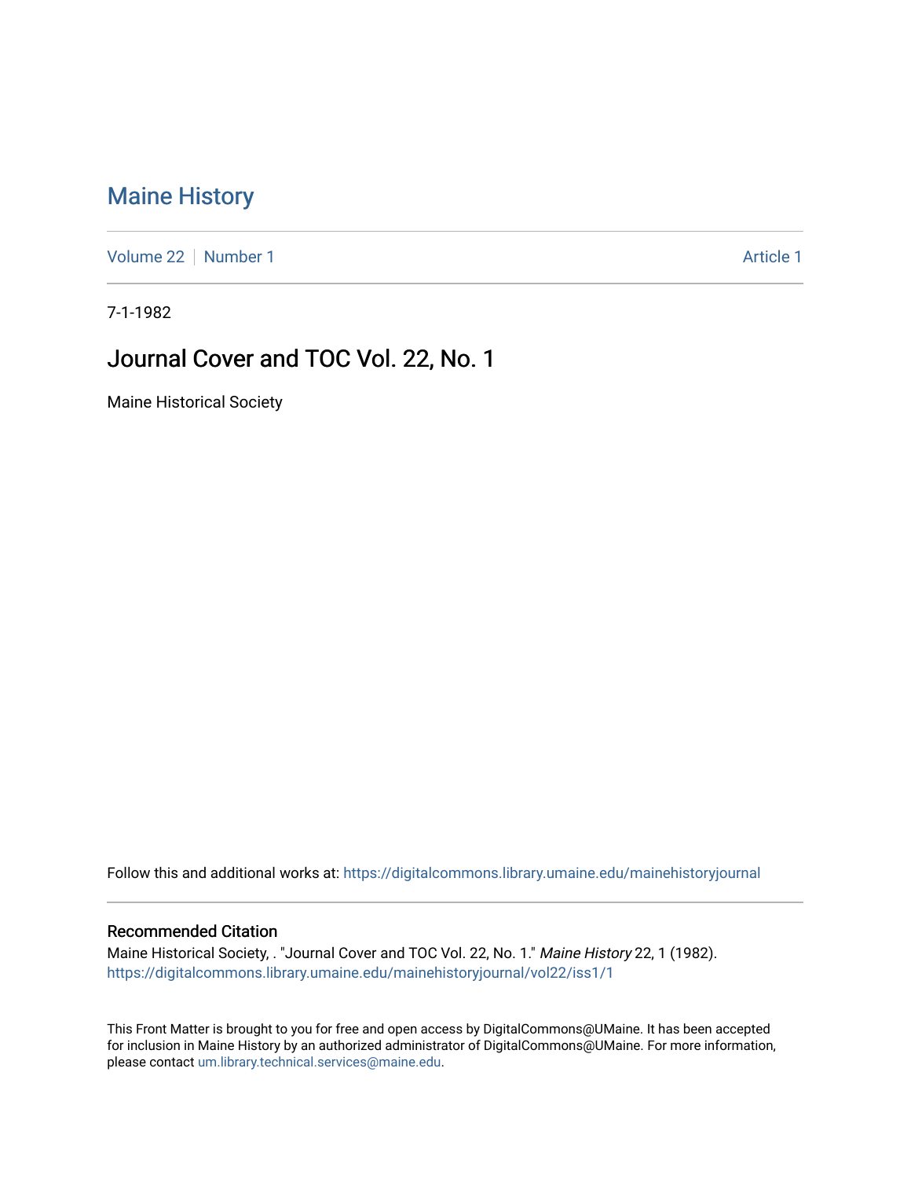# Maine History

Volume 22 | Number 1 | Article 1

7-1-1982

## Journal Cover and TOC Vol. 22, No. 1

Maine Historical Society

Follow this and additional works at: https://digitalcommons.library.umaine.edu/mainehistoryjournal

### Recommended Citation

Maine Historical Society, . "Journal Cover and TOC Vol. 22, No. 1." *Maine History* 22, 1 (1982). https://digitalcommons.library.umaine.edu/mainehistoryjournal/vol22/iss1/1

This Front Matter is brought to you for free and open access by DigitalCommons@UMaine. It has been accepted for inclusion in Maine History by an authorized administrator of DigitalCommons@UMaine. For more information, please contact um.library.technical.services@maine.edu.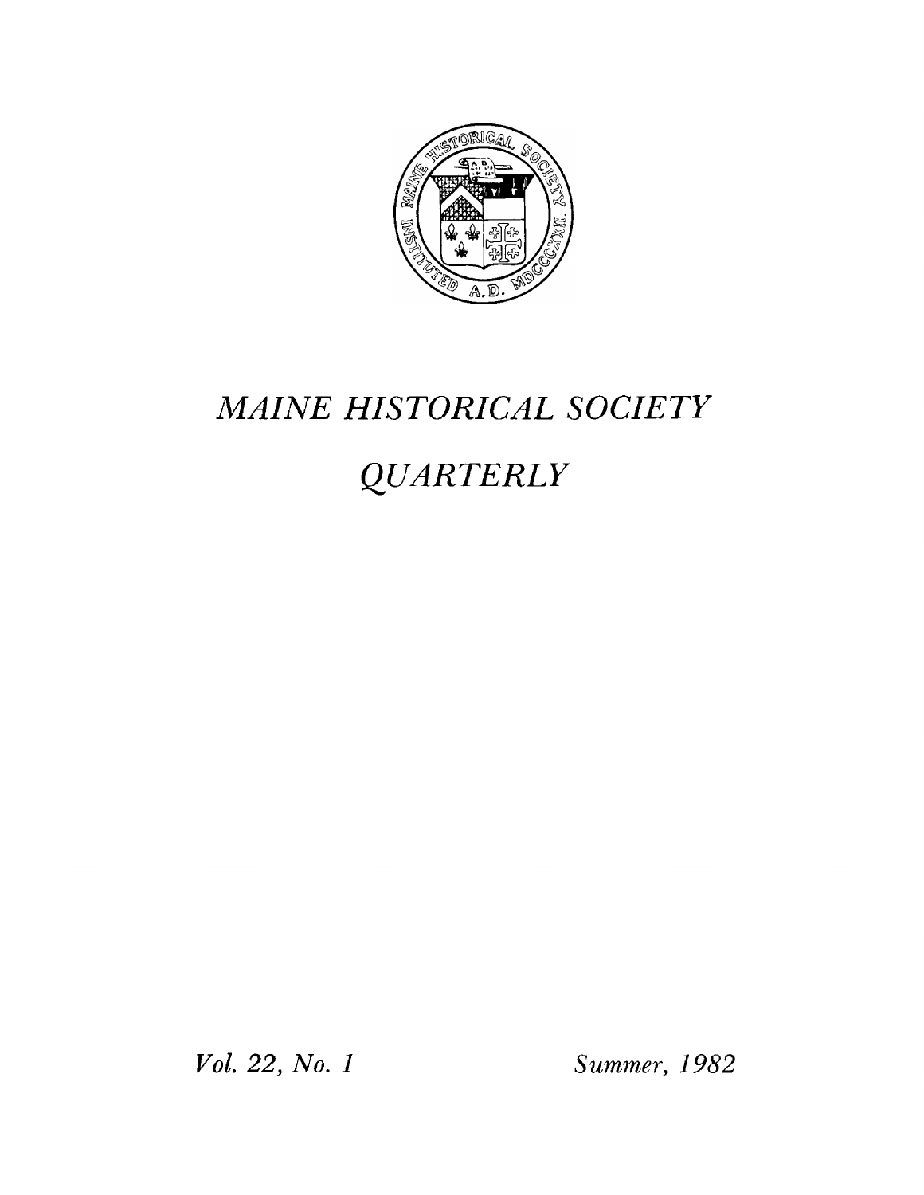# *MAINE HISTORICAL SOCIETY*

# *QUARTERLY*

*Vol. 22, No. 1* *Summer, 1982*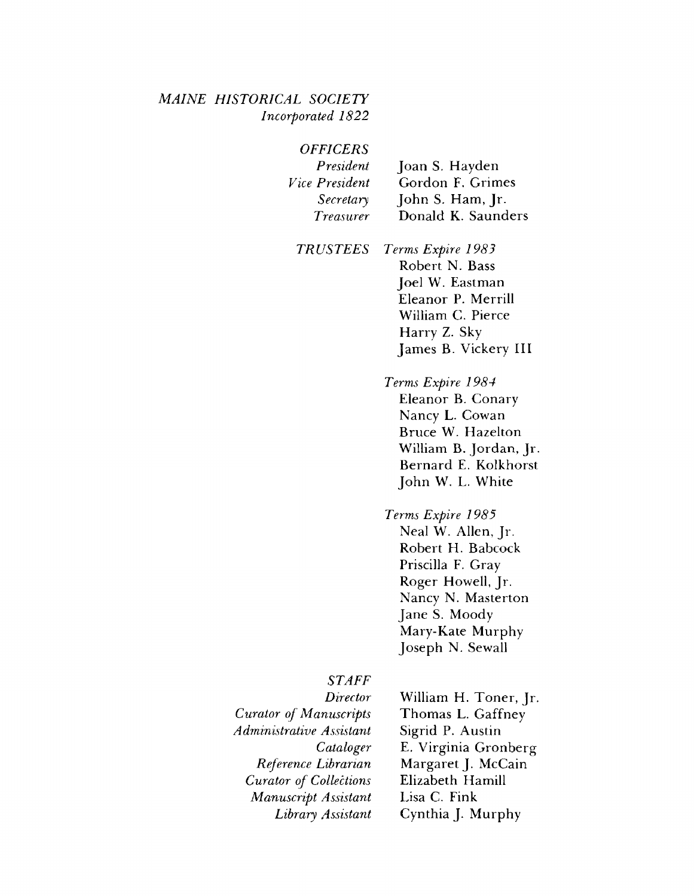*MAINE HISTORICAL SOCIETY*
*Incorporated 1822*

*OFFICERS*

| | |
|---|---|
| *President* | Joan S. Hayden |
| *Vice President* | Gordon F. Grimes |
| *Secretary* | John S. Ham, Jr. |
| *Treasurer* | Donald K. Saunders |

*TRUSTEES*

*Terms Expire 1983*
Robert N. Bass
Joel W. Eastman
Eleanor P. Merrill
William C. Pierce
Harry Z. Sky
James B. Vickery III

*Terms Expire 1984*
Eleanor B. Conary
Nancy L. Cowan
Bruce W. Hazelton
William B. Jordan, Jr.
Bernard E. Kolkhorst
John W. L. White

*Terms Expire 1985*
Neal W. Allen, Jr.
Robert H. Babcock
Priscilla F. Gray
Roger Howell, Jr.
Nancy N. Masterton
Jane S. Moody
Mary-Kate Murphy
Joseph N. Sewall

*STAFF*

| | |
|---|---|
| *Director* | William H. Toner, Jr. |
| *Curator of Manuscripts* | Thomas L. Gaffney |
| *Administrative Assistant* | Sigrid P. Austin |
| *Cataloger* | E. Virginia Gronberg |
| *Reference Librarian* | Margaret J. McCain |
| *Curator of Collections* | Elizabeth Hamill |
| *Manuscript Assistant* | Lisa C. Fink |
| *Library Assistant* | Cynthia J. Murphy |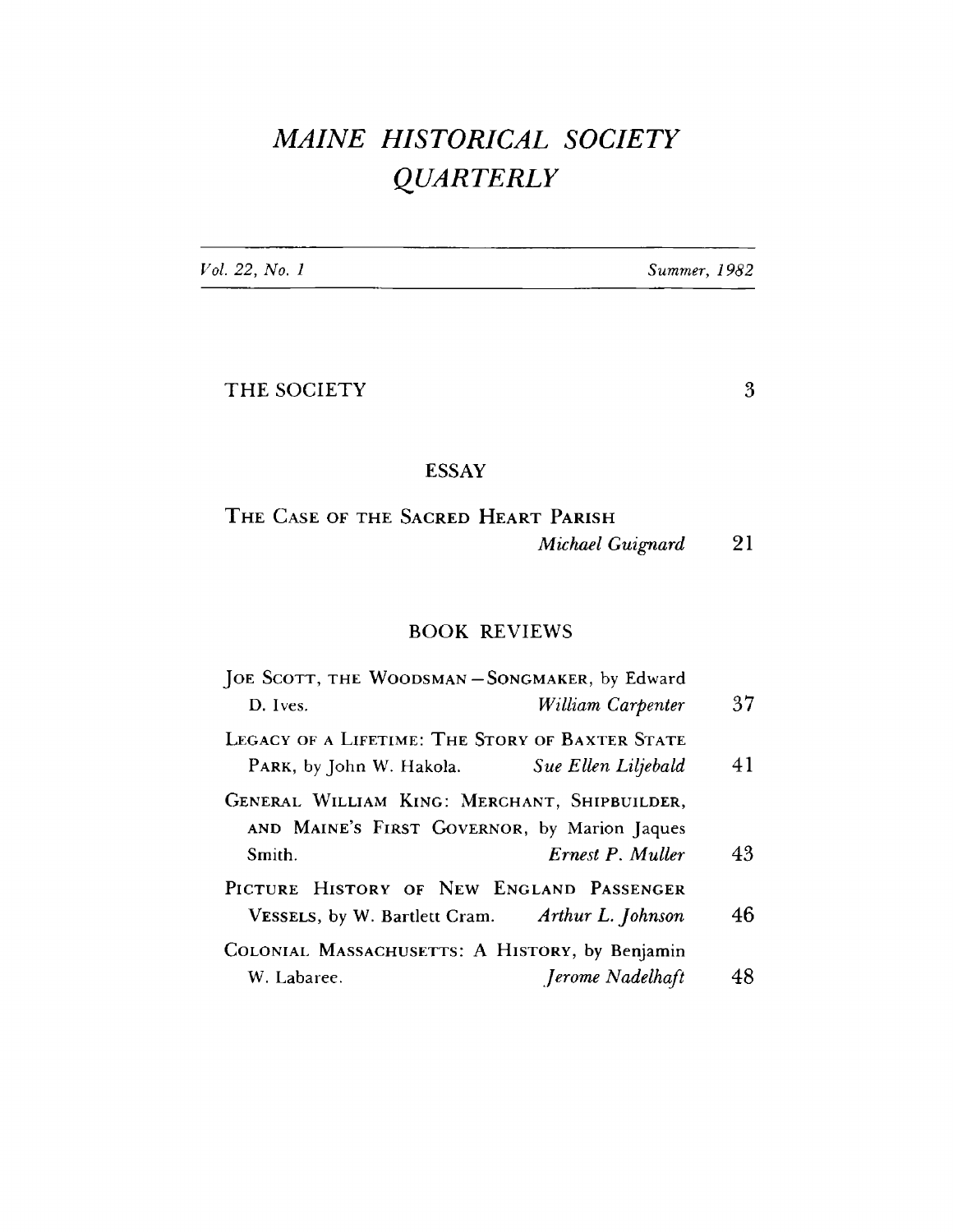# *MAINE HISTORICAL SOCIETY QUARTERLY*

*Vol. 22, No. 1* *Summer, 1982*

THE SOCIETY 3

## ESSAY

THE CASE OF THE SACRED HEART PARISH
*Michael Guignard* 21

## BOOK REVIEWS

JOE SCOTT, THE WOODSMAN – SONGMAKER, by Edward D. Ives. *William Carpenter* 37

LEGACY OF A LIFETIME: THE STORY OF BAXTER STATE PARK, by John W. Hakola. *Sue Ellen Liljebald* 41

GENERAL WILLIAM KING: MERCHANT, SHIPBUILDER, AND MAINE'S FIRST GOVERNOR, by Marion Jaques Smith. *Ernest P. Muller* 43

PICTURE HISTORY OF NEW ENGLAND PASSENGER VESSELS, by W. Bartlett Cram. *Arthur L. Johnson* 46

COLONIAL MASSACHUSETTS: A HISTORY, by Benjamin W. Labaree. *Jerome Nadelhaft* 48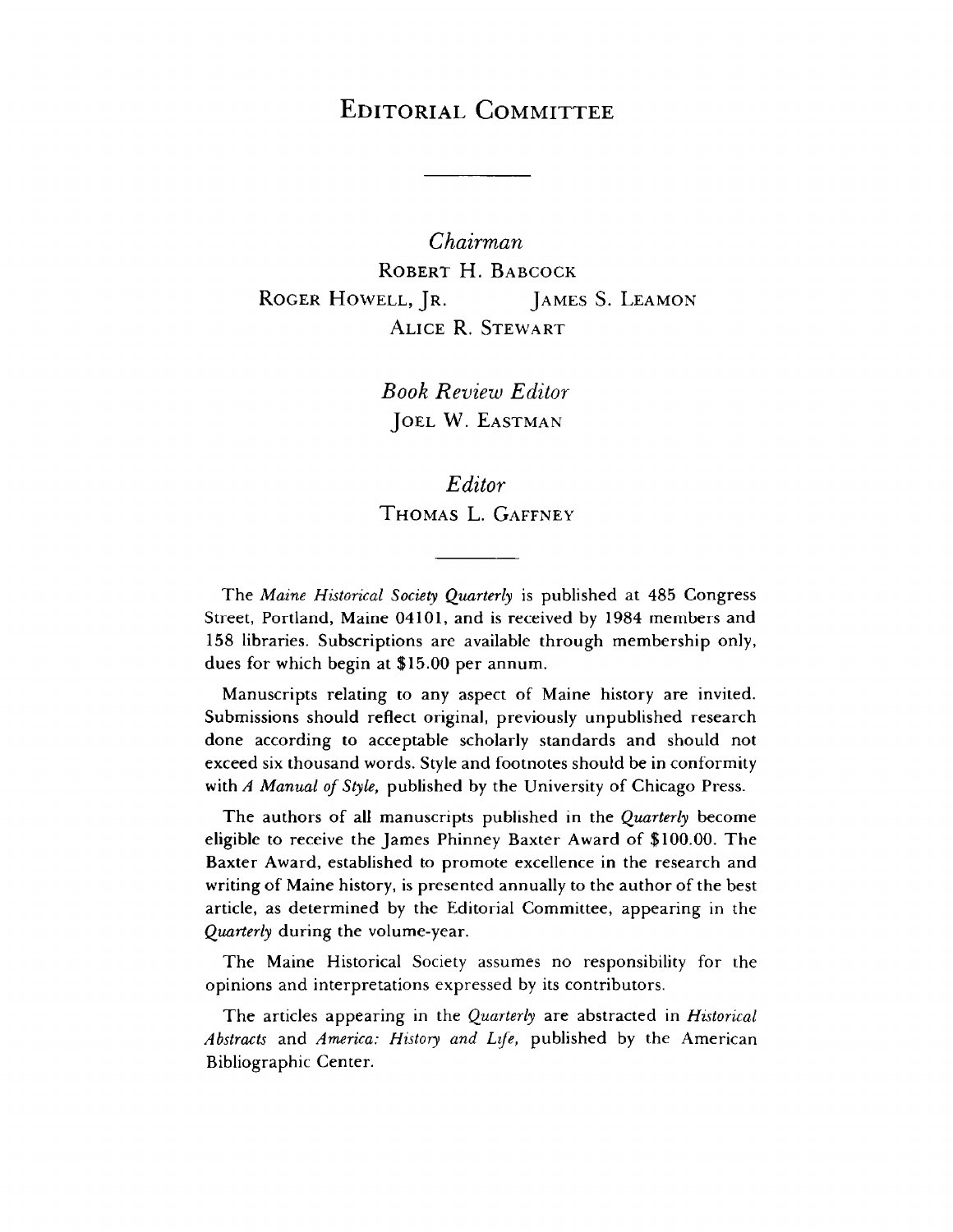# Editorial Committee

*Chairman*

Robert H. Babcock

Roger Howell, Jr. James S. Leamon

Alice R. Stewart

*Book Review Editor*

Joel W. Eastman

*Editor*

Thomas L. Gaffney

The *Maine Historical Society Quarterly* is published at 485 Congress Street, Portland, Maine 04101, and is received by 1984 members and 158 libraries. Subscriptions are available through membership only, dues for which begin at $15.00 per annum.

Manuscripts relating to any aspect of Maine history are invited. Submissions should reflect original, previously unpublished research done according to acceptable scholarly standards and should not exceed six thousand words. Style and footnotes should be in conformity with *A Manual of Style*, published by the University of Chicago Press.

The authors of all manuscripts published in the *Quarterly* become eligible to receive the James Phinney Baxter Award of $100.00. The Baxter Award, established to promote excellence in the research and writing of Maine history, is presented annually to the author of the best article, as determined by the Editorial Committee, appearing in the *Quarterly* during the volume-year.

The Maine Historical Society assumes no responsibility for the opinions and interpretations expressed by its contributors.

The articles appearing in the *Quarterly* are abstracted in *Historical Abstracts* and *America: History and Life*, published by the American Bibliographic Center.